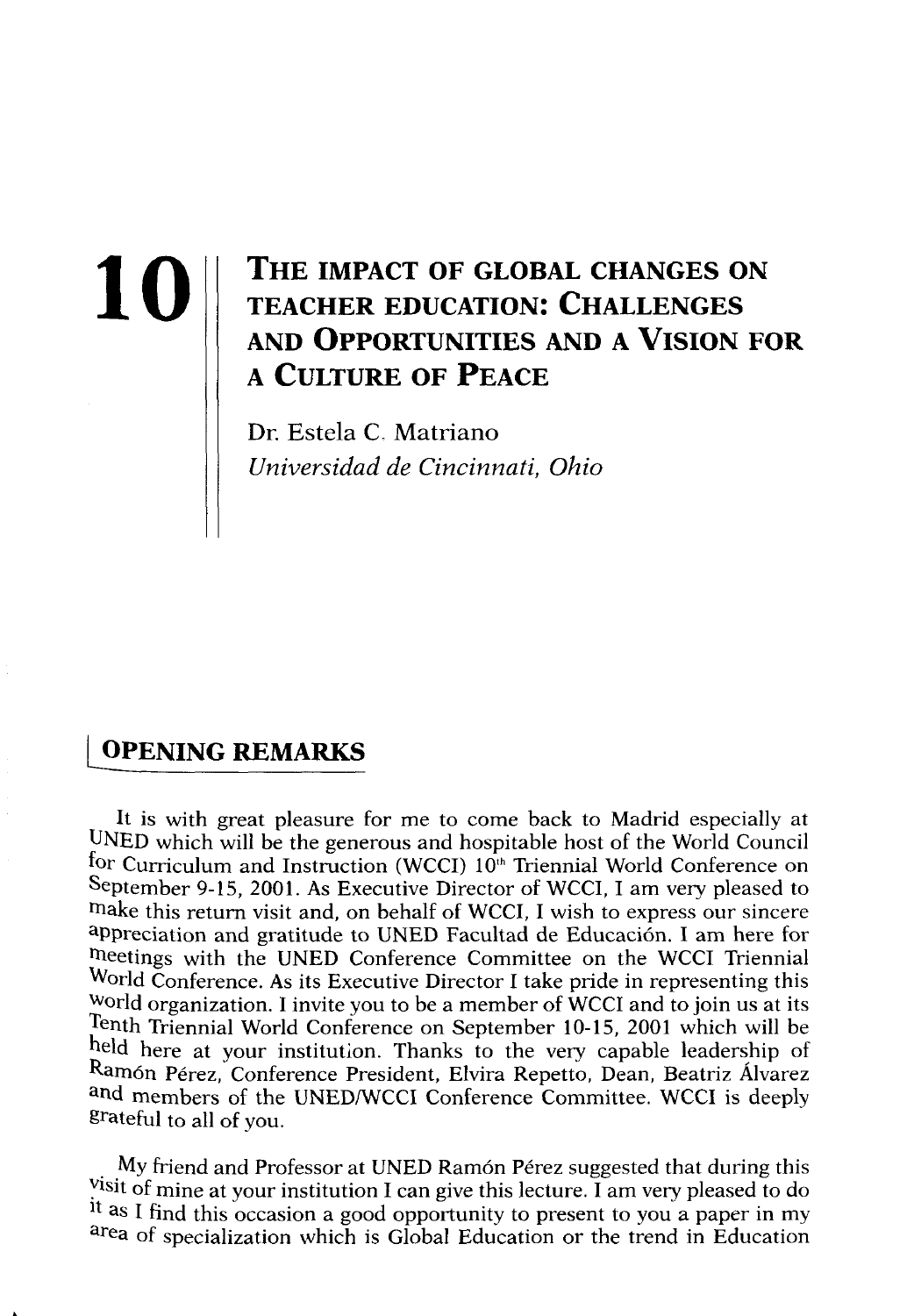# 10 THE IMPACT OF GLOBAL CHANGES ON TEACHER EDUCATION: CHALLENGES AND OPPORTUNITIES AND A VISION FOR A CULTURE OF PEACE

Dr. Estela C. Matriano
*Universidad de Cincinnati, Ohio*

## OPENING REMARKS

It is with great pleasure for me to come back to Madrid especially at UNED which will be the generous and hospitable host of the World Council for Curriculum and Instruction (WCCI) 10th Triennial World Conference on September 9-15, 2001. As Executive Director of WCCI, I am very pleased to make this return visit and, on behalf of WCCI, I wish to express our sincere appreciation and gratitude to UNED Facultad de Educación. I am here for meetings with the UNED Conference Committee on the WCCI Triennial World Conference. As its Executive Director I take pride in representing this world organization. I invite you to be a member of WCCI and to join us at its Tenth Triennial World Conference on September 10-15, 2001 which will be held here at your institution. Thanks to the very capable leadership of Ramón Pérez, Conference President, Elvira Repetto, Dean, Beatriz Álvarez and members of the UNED/WCCI Conference Committee. WCCI is deeply grateful to all of you.

My friend and Professor at UNED Ramón Pérez suggested that during this visit of mine at your institution I can give this lecture. I am very pleased to do it as I find this occasion a good opportunity to present to you a paper in my area of specialization which is Global Education or the trend in Education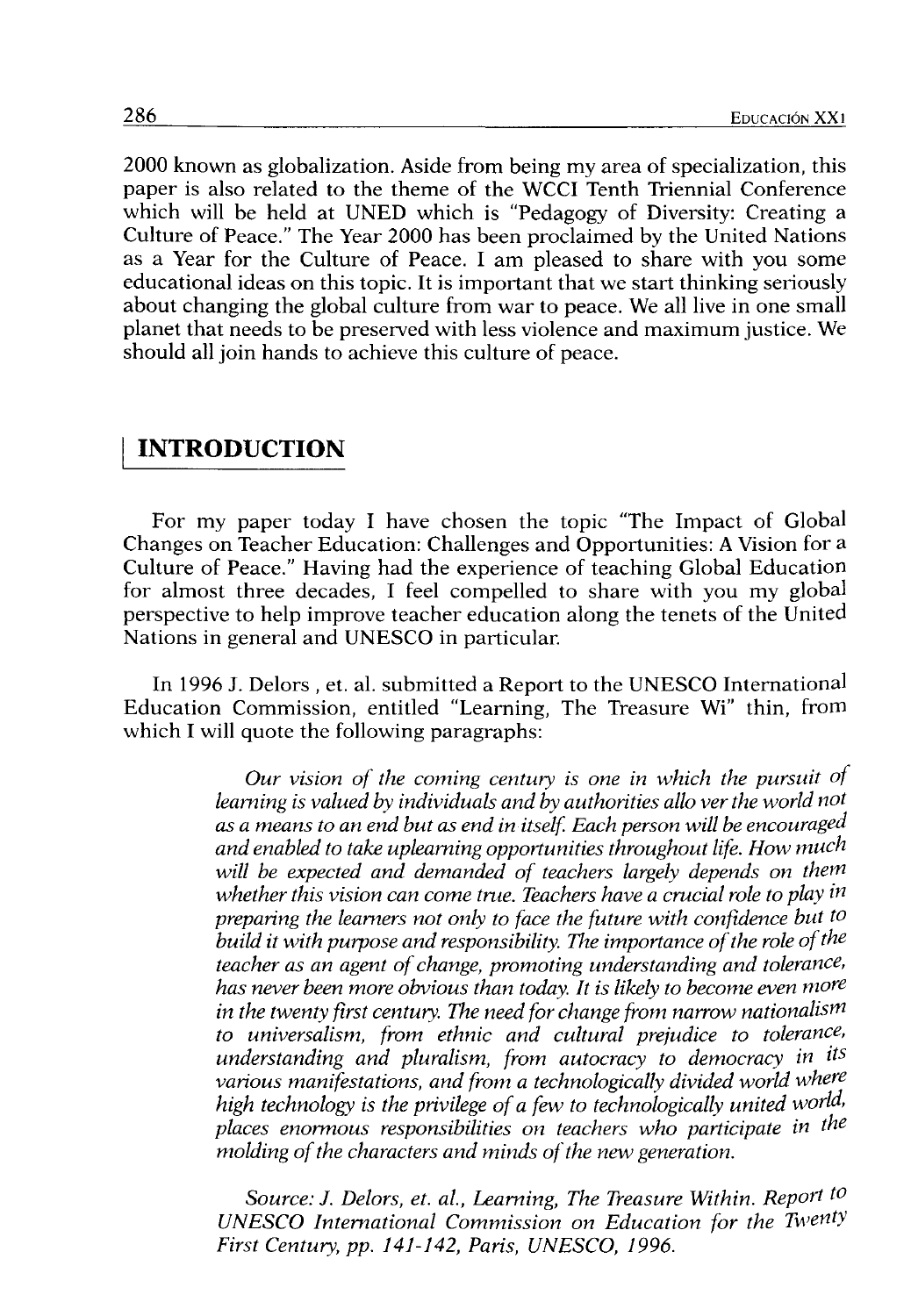2000 known as globalization. Aside from being my area of specialization, this paper is also related to the theme of the WCCI Tenth Triennial Conference which will be held at UNED which is "Pedagogy of Diversity: Creating a Culture of Peace." The Year 2000 has been proclaimed by the United Nations as a Year for the Culture of Peace. I am pleased to share with you some educational ideas on this topic. It is important that we start thinking seriously about changing the global culture from war to peace. We all live in one small planet that needs to be preserved with less violence and maximum justice. We should all join hands to achieve this culture of peace.

## INTRODUCTION

For my paper today I have chosen the topic "The Impact of Global Changes on Teacher Education: Challenges and Opportunities: A Vision for a Culture of Peace." Having had the experience of teaching Global Education for almost three decades, I feel compelled to share with you my global perspective to help improve teacher education along the tenets of the United Nations in general and UNESCO in particular.

In 1996 J. Delors , et. al. submitted a Report to the UNESCO International Education Commission, entitled "Learning, The Treasure Wi" thin, from which I will quote the following paragraphs:

> *Our vision of the coming century is one in which the pursuit of learning is valued by individuals and by authorities allo ver the world not as a means to an end but as end in itself. Each person will be encouraged and enabled to take uplearning opportunities throughout life. How much will be expected and demanded of teachers largely depends on them whether this vision can come true. Teachers have a crucial role to play in preparing the learners not only to face the future with confidence but to build it with purpose and responsibility. The importance of the role of the teacher as an agent of change, promoting understanding and tolerance, has never been more obvious than today. It is likely to become even more in the twenty first century. The need for change from narrow nationalism to universalism, from ethnic and cultural prejudice to tolerance, understanding and pluralism, from autocracy to democracy in its various manifestations, and from a technologically divided world where high technology is the privilege of a few to technologically united world, places enormous responsibilities on teachers who participate in the molding of the characters and minds of the new generation.*
>
> *Source: J. Delors, et. al., Learning, The Treasure Within. Report to UNESCO International Commission on Education for the Twenty First Century, pp. 141-142, Paris, UNESCO, 1996.*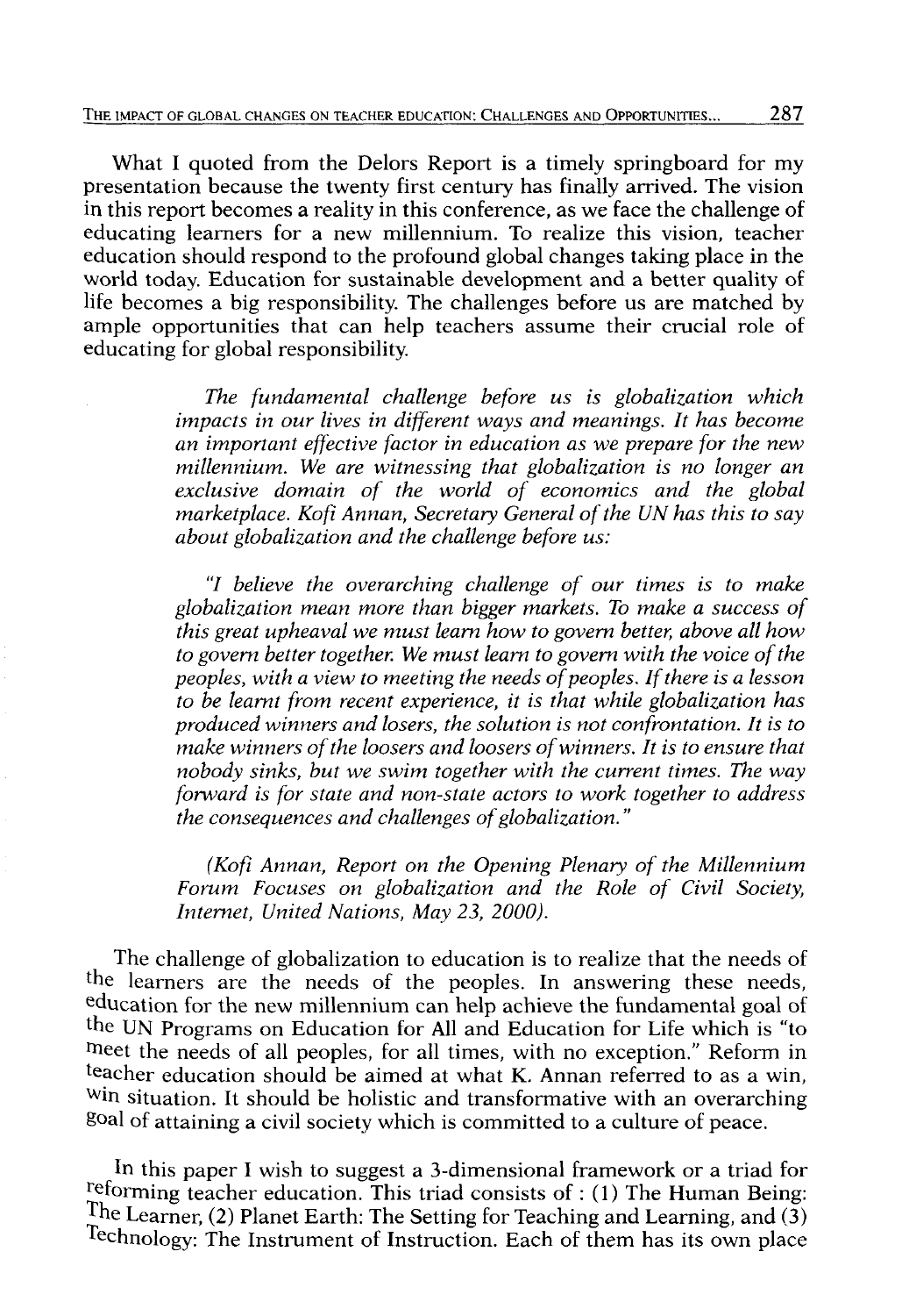What I quoted from the Delors Report is a timely springboard for my presentation because the twenty first century has finally arrived. The vision in this report becomes a reality in this conference, as we face the challenge of educating learners for a new millennium. To realize this vision, teacher education should respond to the profound global changes taking place in the world today. Education for sustainable development and a better quality of life becomes a big responsibility. The challenges before us are matched by ample opportunities that can help teachers assume their crucial role of educating for global responsibility.

> *The fundamental challenge before us is globalization which impacts in our lives in different ways and meanings. It has become an important effective factor in education as we prepare for the new millennium. We are witnessing that globalization is no longer an exclusive domain of the world of economics and the global marketplace. Kofi Annan, Secretary General of the UN has this to say about globalization and the challenge before us:*
>
> *"I believe the overarching challenge of our times is to make globalization mean more than bigger markets. To make a success of this great upheaval we must learn how to govern better, above all how to govern better together. We must learn to govern with the voice of the peoples, with a view to meeting the needs of peoples. If there is a lesson to be learnt from recent experience, it is that while globalization has produced winners and losers, the solution is not confrontation. It is to make winners of the loosers and loosers of winners. It is to ensure that nobody sinks, but we swim together with the current times. The way forward is for state and non-state actors to work together to address the consequences and challenges of globalization."*
>
> *(Kofi Annan, Report on the Opening Plenary of the Millennium Forum Focuses on globalization and the Role of Civil Society, Internet, United Nations, May 23, 2000).*

The challenge of globalization to education is to realize that the needs of the learners are the needs of the peoples. In answering these needs, education for the new millennium can help achieve the fundamental goal of the UN Programs on Education for All and Education for Life which is "to meet the needs of all peoples, for all times, with no exception." Reform in teacher education should be aimed at what K. Annan referred to as a win, win situation. It should be holistic and transformative with an overarching goal of attaining a civil society which is committed to a culture of peace.

In this paper I wish to suggest a 3-dimensional framework or a triad for reforming teacher education. This triad consists of : (1) The Human Being: The Learner, (2) Planet Earth: The Setting for Teaching and Learning, and (3) Technology: The Instrument of Instruction. Each of them has its own place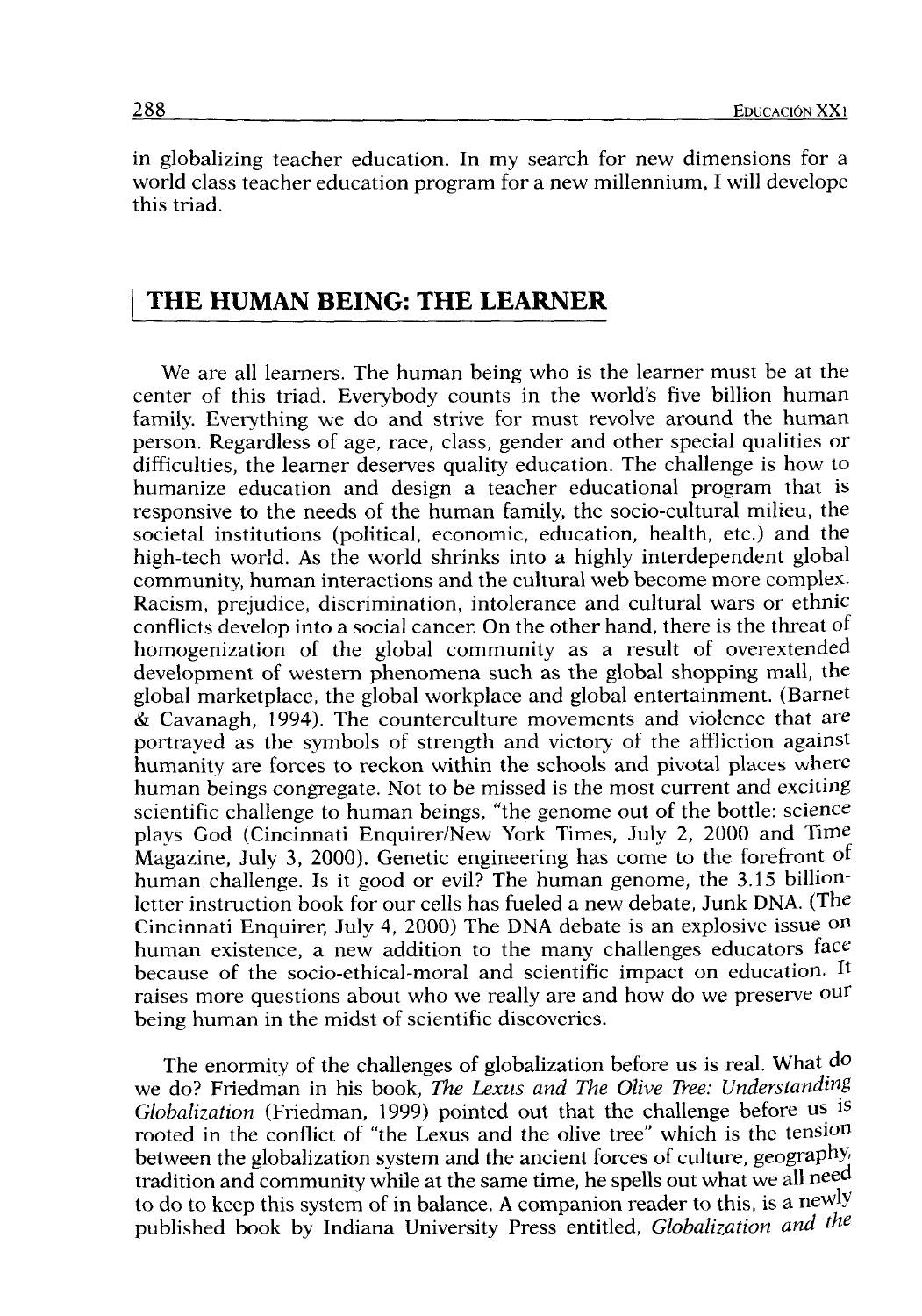in globalizing teacher education. In my search for new dimensions for a world class teacher education program for a new millennium, I will develope this triad.

## THE HUMAN BEING: THE LEARNER

We are all learners. The human being who is the learner must be at the center of this triad. Everybody counts in the world's five billion human family. Everything we do and strive for must revolve around the human person. Regardless of age, race, class, gender and other special qualities or difficulties, the learner deserves quality education. The challenge is how to humanize education and design a teacher educational program that is responsive to the needs of the human family, the socio-cultural milieu, the societal institutions (political, economic, education, health, etc.) and the high-tech world. As the world shrinks into a highly interdependent global community, human interactions and the cultural web become more complex. Racism, prejudice, discrimination, intolerance and cultural wars or ethnic conflicts develop into a social cancer. On the other hand, there is the threat of homogenization of the global community as a result of overextended development of western phenomena such as the global shopping mall, the global marketplace, the global workplace and global entertainment. (Barnet & Cavanagh, 1994). The counterculture movements and violence that are portrayed as the symbols of strength and victory of the affliction against humanity are forces to reckon within the schools and pivotal places where human beings congregate. Not to be missed is the most current and exciting scientific challenge to human beings, "the genome out of the bottle: science plays God (Cincinnati Enquirer/New York Times, July 2, 2000 and Time Magazine, July 3, 2000). Genetic engineering has come to the forefront of human challenge. Is it good or evil? The human genome, the 3.15 billion-letter instruction book for our cells has fueled a new debate, Junk DNA. (The Cincinnati Enquirer, July 4, 2000) The DNA debate is an explosive issue on human existence, a new addition to the many challenges educators face because of the socio-ethical-moral and scientific impact on education. It raises more questions about who we really are and how do we preserve our being human in the midst of scientific discoveries.

The enormity of the challenges of globalization before us is real. What do we do? Friedman in his book, *The Lexus and The Olive Tree: Understanding Globalization* (Friedman, 1999) pointed out that the challenge before us is rooted in the conflict of "the Lexus and the olive tree" which is the tension between the globalization system and the ancient forces of culture, geography, tradition and community while at the same time, he spells out what we all need to do to keep this system of in balance. A companion reader to this, is a newly published book by Indiana University Press entitled, *Globalization and the*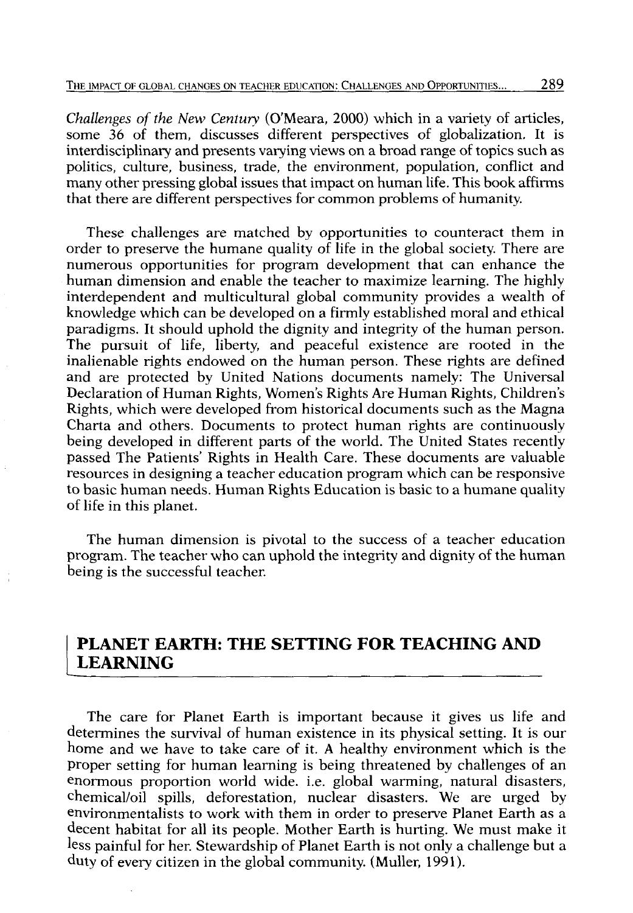*Challenges of the New Century* (O'Meara, 2000) which in a variety of articles, some 36 of them, discusses different perspectives of globalization. It is interdisciplinary and presents varying views on a broad range of topics such as politics, culture, business, trade, the environment, population, conflict and many other pressing global issues that impact on human life. This book affirms that there are different perspectives for common problems of humanity.

These challenges are matched by opportunities to counteract them in order to preserve the humane quality of life in the global society. There are numerous opportunities for program development that can enhance the human dimension and enable the teacher to maximize learning. The highly interdependent and multicultural global community provides a wealth of knowledge which can be developed on a firmly established moral and ethical paradigms. It should uphold the dignity and integrity of the human person. The pursuit of life, liberty, and peaceful existence are rooted in the inalienable rights endowed on the human person. These rights are defined and are protected by United Nations documents namely: The Universal Declaration of Human Rights, Women's Rights Are Human Rights, Children's Rights, which were developed from historical documents such as the Magna Charta and others. Documents to protect human rights are continuously being developed in different parts of the world. The United States recently passed The Patients' Rights in Health Care. These documents are valuable resources in designing a teacher education program which can be responsive to basic human needs. Human Rights Education is basic to a humane quality of life in this planet.

The human dimension is pivotal to the success of a teacher education program. The teacher who can uphold the integrity and dignity of the human being is the successful teacher.

## PLANET EARTH: THE SETTING FOR TEACHING AND LEARNING

The care for Planet Earth is important because it gives us life and determines the survival of human existence in its physical setting. It is our home and we have to take care of it. A healthy environment which is the proper setting for human learning is being threatened by challenges of an enormous proportion world wide. i.e. global warming, natural disasters, chemical/oil spills, deforestation, nuclear disasters. We are urged by environmentalists to work with them in order to preserve Planet Earth as a decent habitat for all its people. Mother Earth is hurting. We must make it less painful for her. Stewardship of Planet Earth is not only a challenge but a duty of every citizen in the global community. (Muller, 1991).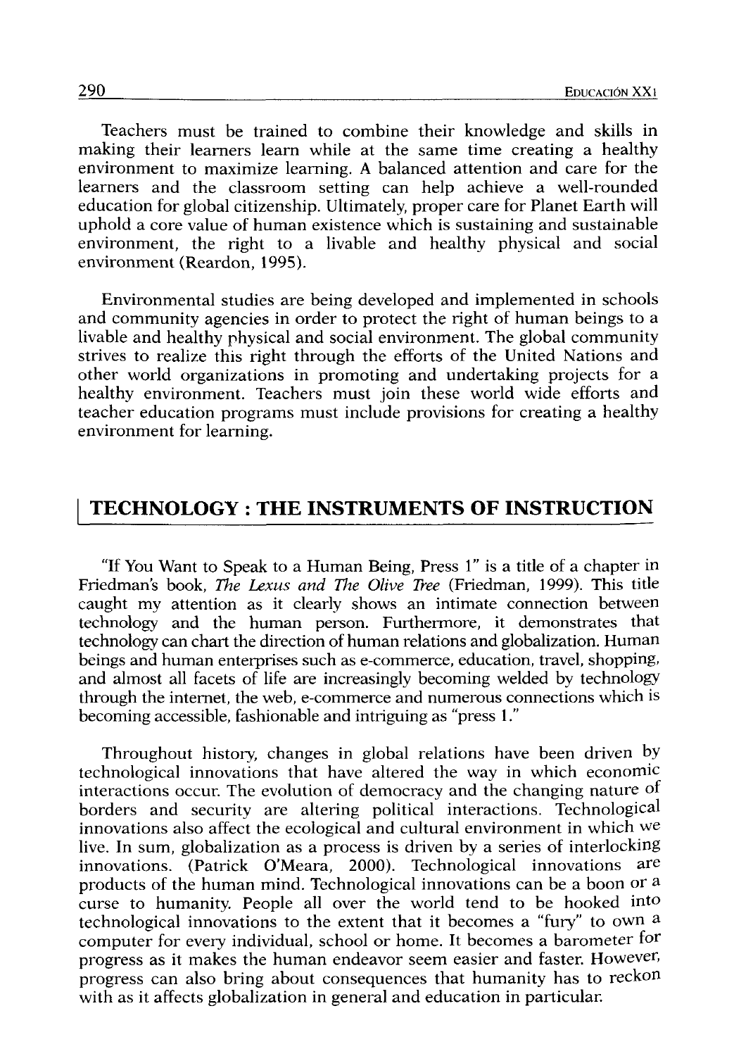Teachers must be trained to combine their knowledge and skills in making their learners learn while at the same time creating a healthy environment to maximize learning. A balanced attention and care for the learners and the classroom setting can help achieve a well-rounded education for global citizenship. Ultimately, proper care for Planet Earth will uphold a core value of human existence which is sustaining and sustainable environment, the right to a livable and healthy physical and social environment (Reardon, 1995).

Environmental studies are being developed and implemented in schools and community agencies in order to protect the right of human beings to a livable and healthy physical and social environment. The global community strives to realize this right through the efforts of the United Nations and other world organizations in promoting and undertaking projects for a healthy environment. Teachers must join these world wide efforts and teacher education programs must include provisions for creating a healthy environment for learning.

## TECHNOLOGY : THE INSTRUMENTS OF INSTRUCTION

"If You Want to Speak to a Human Being, Press 1" is a title of a chapter in Friedman's book, *The Lexus and The Olive Tree* (Friedman, 1999). This title caught my attention as it clearly shows an intimate connection between technology and the human person. Furthermore, it demonstrates that technology can chart the direction of human relations and globalization. Human beings and human enterprises such as e-commerce, education, travel, shopping, and almost all facets of life are increasingly becoming welded by technology through the internet, the web, e-commerce and numerous connections which is becoming accessible, fashionable and intriguing as "press 1."

Throughout history, changes in global relations have been driven by technological innovations that have altered the way in which economic interactions occur. The evolution of democracy and the changing nature of borders and security are altering political interactions. Technological innovations also affect the ecological and cultural environment in which we live. In sum, globalization as a process is driven by a series of interlocking innovations. (Patrick O'Meara, 2000). Technological innovations are products of the human mind. Technological innovations can be a boon or a curse to humanity. People all over the world tend to be hooked into technological innovations to the extent that it becomes a "fury" to own a computer for every individual, school or home. It becomes a barometer for progress as it makes the human endeavor seem easier and faster. However, progress can also bring about consequences that humanity has to reckon with as it affects globalization in general and education in particular.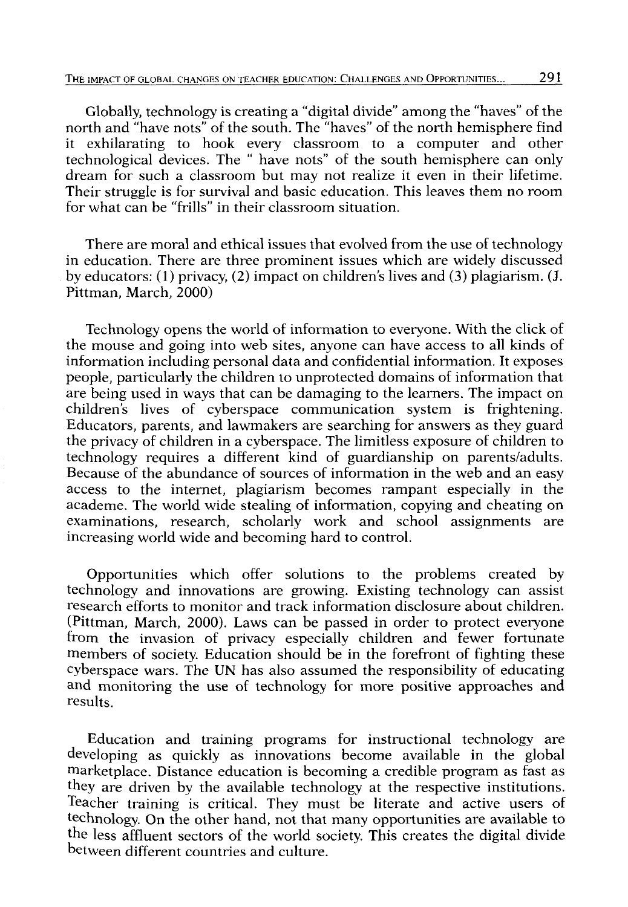Globally, technology is creating a "digital divide" among the "haves" of the north and "have nots" of the south. The "haves" of the north hemisphere find it exhilarating to hook every classroom to a computer and other technological devices. The " have nots" of the south hemisphere can only dream for such a classroom but may not realize it even in their lifetime. Their struggle is for survival and basic education. This leaves them no room for what can be "frills" in their classroom situation.

There are moral and ethical issues that evolved from the use of technology in education. There are three prominent issues which are widely discussed by educators: (1) privacy, (2) impact on children's lives and (3) plagiarism. (J. Pittman, March, 2000)

Technology opens the world of information to everyone. With the click of the mouse and going into web sites, anyone can have access to all kinds of information including personal data and confidential information. It exposes people, particularly the children to unprotected domains of information that are being used in ways that can be damaging to the learners. The impact on children's lives of cyberspace communication system is frightening. Educators, parents, and lawmakers are searching for answers as they guard the privacy of children in a cyberspace. The limitless exposure of children to technology requires a different kind of guardianship on parents/adults. Because of the abundance of sources of information in the web and an easy access to the internet, plagiarism becomes rampant especially in the academe. The world wide stealing of information, copying and cheating on examinations, research, scholarly work and school assignments are increasing world wide and becoming hard to control.

Opportunities which offer solutions to the problems created by technology and innovations are growing. Existing technology can assist research efforts to monitor and track information disclosure about children. (Pittman, March, 2000). Laws can be passed in order to protect everyone from the invasion of privacy especially children and fewer fortunate members of society. Education should be in the forefront of fighting these cyberspace wars. The UN has also assumed the responsibility of educating and monitoring the use of technology for more positive approaches and results.

Education and training programs for instructional technology are developing as quickly as innovations become available in the global marketplace. Distance education is becoming a credible program as fast as they are driven by the available technology at the respective institutions. Teacher training is critical. They must be literate and active users of technology. On the other hand, not that many opportunities are available to the less affluent sectors of the world society. This creates the digital divide between different countries and culture.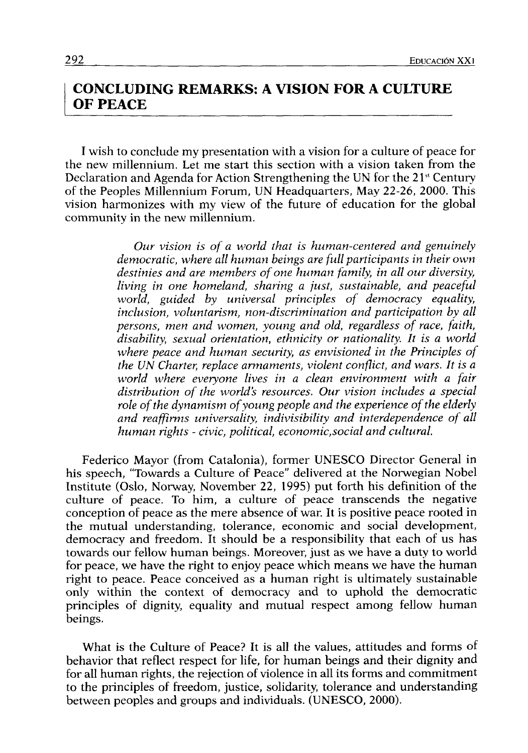## CONCLUDING REMARKS: A VISION FOR A CULTURE OF PEACE

I wish to conclude my presentation with a vision for a culture of peace for the new millennium. Let me start this section with a vision taken from the Declaration and Agenda for Action Strengthening the UN for the 21st Century of the Peoples Millennium Forum, UN Headquarters, May 22-26, 2000. This vision harmonizes with my view of the future of education for the global community in the new millennium.

> *Our vision is of a world that is human-centered and genuinely democratic, where all human beings are full participants in their own destinies and are members of one human family, in all our diversity, living in one homeland, sharing a just, sustainable, and peaceful world, guided by universal principles of democracy equality, inclusion, voluntarism, non-discrimination and participation by all persons, men and women, young and old, regardless of race, faith, disability, sexual orientation, ethnicity or nationality. It is a world where peace and human security, as envisioned in the Principles of the UN Charter, replace armaments, violent conflict, and wars. It is a world where everyone lives in a clean environment with a fair distribution of the world's resources. Our vision includes a special role of the dynamism of young people and the experience of the elderly and reaffirms universality, indivisibility and interdependence of all human rights - civic, political, economic,social and cultural.*

Federico Mayor (from Catalonia), former UNESCO Director General in his speech, "Towards a Culture of Peace" delivered at the Norwegian Nobel Institute (Oslo, Norway, November 22, 1995) put forth his definition of the culture of peace. To him, a culture of peace transcends the negative conception of peace as the mere absence of war. It is positive peace rooted in the mutual understanding, tolerance, economic and social development, democracy and freedom. It should be a responsibility that each of us has towards our fellow human beings. Moreover, just as we have a duty to world for peace, we have the right to enjoy peace which means we have the human right to peace. Peace conceived as a human right is ultimately sustainable only within the context of democracy and to uphold the democratic principles of dignity, equality and mutual respect among fellow human beings.

What is the Culture of Peace? It is all the values, attitudes and forms of behavior that reflect respect for life, for human beings and their dignity and for all human rights, the rejection of violence in all its forms and commitment to the principles of freedom, justice, solidarity, tolerance and understanding between peoples and groups and individuals. (UNESCO, 2000).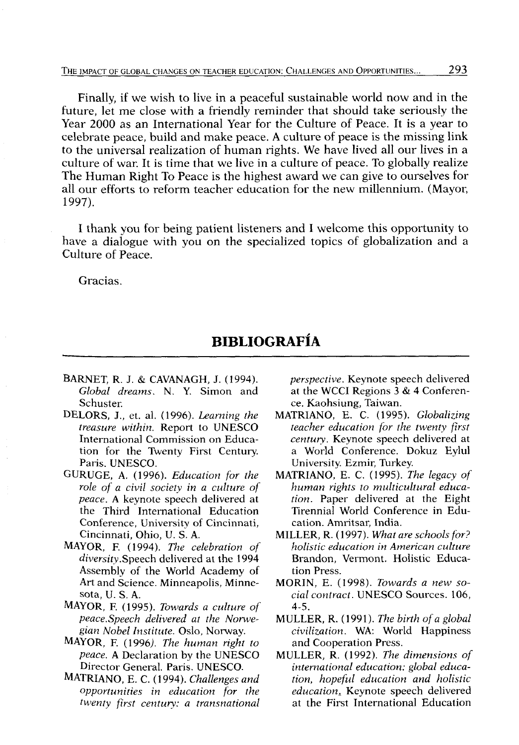Finally, if we wish to live in a peaceful sustainable world now and in the future, let me close with a friendly reminder that should take seriously the Year 2000 as an International Year for the Culture of Peace. It is a year to celebrate peace, build and make peace. A culture of peace is the missing link to the universal realization of human rights. We have lived all our lives in a culture of war. It is time that we live in a culture of peace. To globally realize The Human Right To Peace is the highest award we can give to ourselves for all our efforts to reform teacher education for the new millennium. (Mayor, 1997).

I thank you for being patient listeners and I welcome this opportunity to have a dialogue with you on the specialized topics of globalization and a Culture of Peace.

Gracias.

## BIBLIOGRAFÍA

- BARNET, R. J. & CAVANAGH, J. (1994). *Global dreams*. N. Y. Simon and Schuster.
- DELORS, J., et. al. (1996). *Learning the treasure within*. Report to UNESCO International Commission on Education for the Twenty First Century. Paris. UNESCO.
- GURUGE, A. (1996). *Education for the role of a civil society in a culture of peace*. A keynote speech delivered at the Third International Education Conference, University of Cincinnati, Cincinnati, Ohio, U. S. A.
- MAYOR, F. (1994). *The celebration of diversity*.Speech delivered at the 1994 Assembly of the World Academy of Art and Science. Minneapolis, Minnesota, U. S. A.
- MAYOR, F. (1995). *Towards a culture of peace.Speech delivered at the Norwegian Nobel Institute*. Oslo, Norway.
- MAYOR, F. (1996). *The human right to peace*. A Declaration by the UNESCO Director General. Paris. UNESCO.
- MATRIANO, E. C. (1994). *Challenges and opportunities in education for the twenty first century: a transnational perspective*. Keynote speech delivered at the WCCI Regions 3 & 4 Conference. Kaohsiung, Taiwan.
- MATRIANO, E. C. (1995). *Globalizing teacher education for the twenty first century*. Keynote speech delivered at a World Conference. Dokuz Eylul University. Ezmir, Turkey.
- MATRIANO, E. C. (1995). *The legacy of human rights to multicultural education*. Paper delivered at the Eight Tirennial World Conference in Education. Amritsar, India.
- MILLER, R. (1997). *What are schools for? holistic education in American culture* Brandon, Vermont. Holistic Education Press.
- MORIN, E. (1998). *Towards a new social contract*. UNESCO Sources. 106, 4-5.
- MULLER, R. (1991). *The birth of a global civilization*. WA: World Happiness and Cooperation Press.
- MULLER, R. (1992). *The dimensions of international education: global education, hopeful education and holistic education*. Keynote speech delivered at the First International Education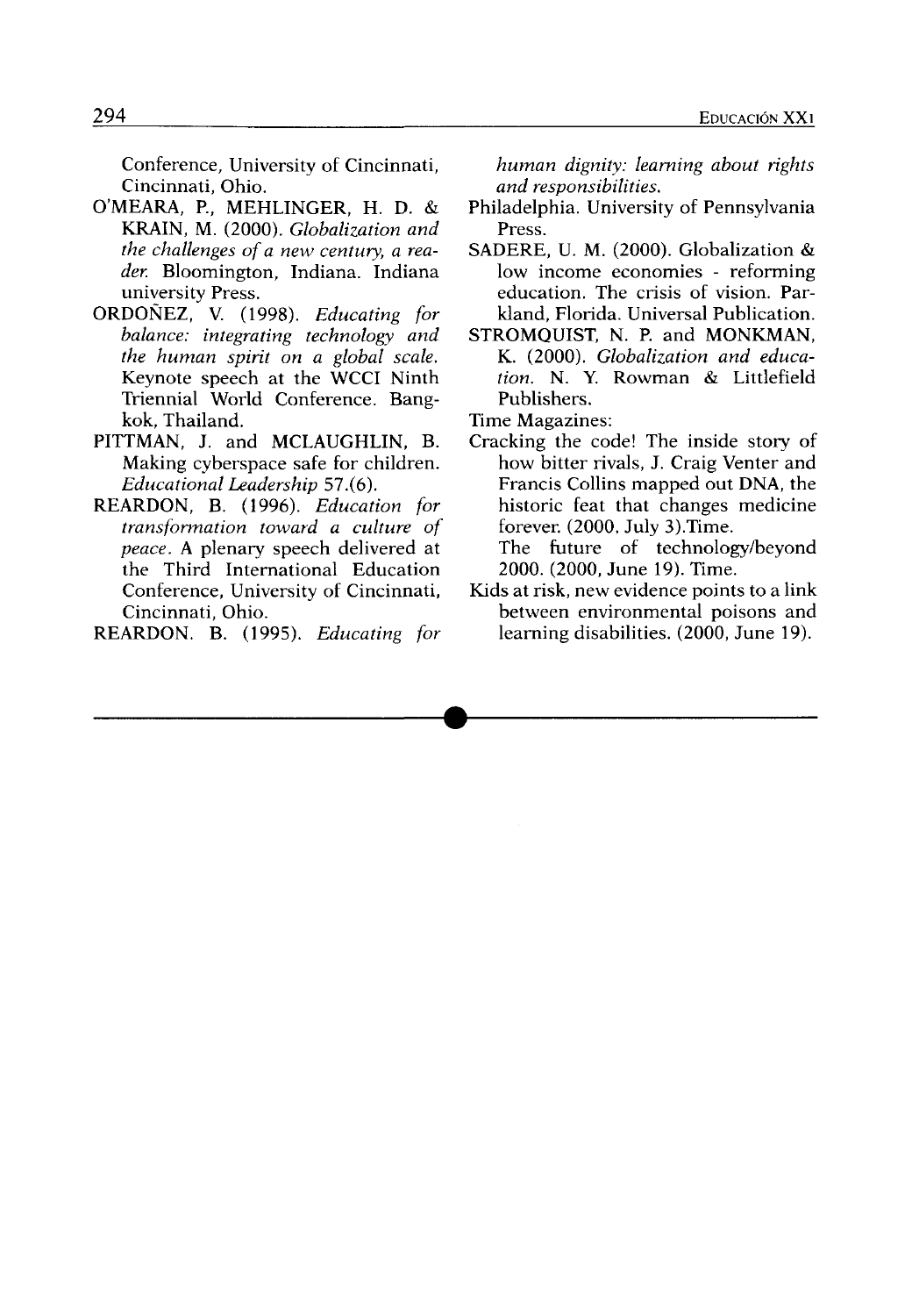Conference, University of Cincinnati, Cincinnati, Ohio.

O'MEARA, P., MEHLINGER, H. D. & KRAIN, M. (2000). *Globalization and the challenges of a new century, a reader.* Bloomington, Indiana. Indiana university Press.

ORDOÑEZ, V. (1998). *Educating for balance: integrating technology and the human spirit on a global scale.* Keynote speech at the WCCI Ninth Triennial World Conference. Bangkok, Thailand.

PITTMAN, J. and MCLAUGHLIN, B. Making cyberspace safe for children. *Educational Leadership* 57.(6).

REARDON, B. (1996). *Education for transformation toward a culture of peace.* A plenary speech delivered at the Third International Education Conference, University of Cincinnati, Cincinnati, Ohio.

REARDON. B. (1995). *Educating for human dignity: learning about rights and responsibilities.* Philadelphia. University of Pennsylvania Press.

SADERE, U. M. (2000). Globalization & low income economies - reforming education. The crisis of vision. Parkland, Florida. Universal Publication.

STROMQUIST, N. P. and MONKMAN, K. (2000). *Globalization and education.* N. Y. Rowman & Littlefield Publishers.

Time Magazines:

Cracking the code! The inside story of how bitter rivals, J. Craig Venter and Francis Collins mapped out DNA, the historic feat that changes medicine forever. (2000, July 3).Time.

The future of technology/beyond 2000. (2000, June 19). Time.

Kids at risk, new evidence points to a link between environmental poisons and learning disabilities. (2000, June 19).